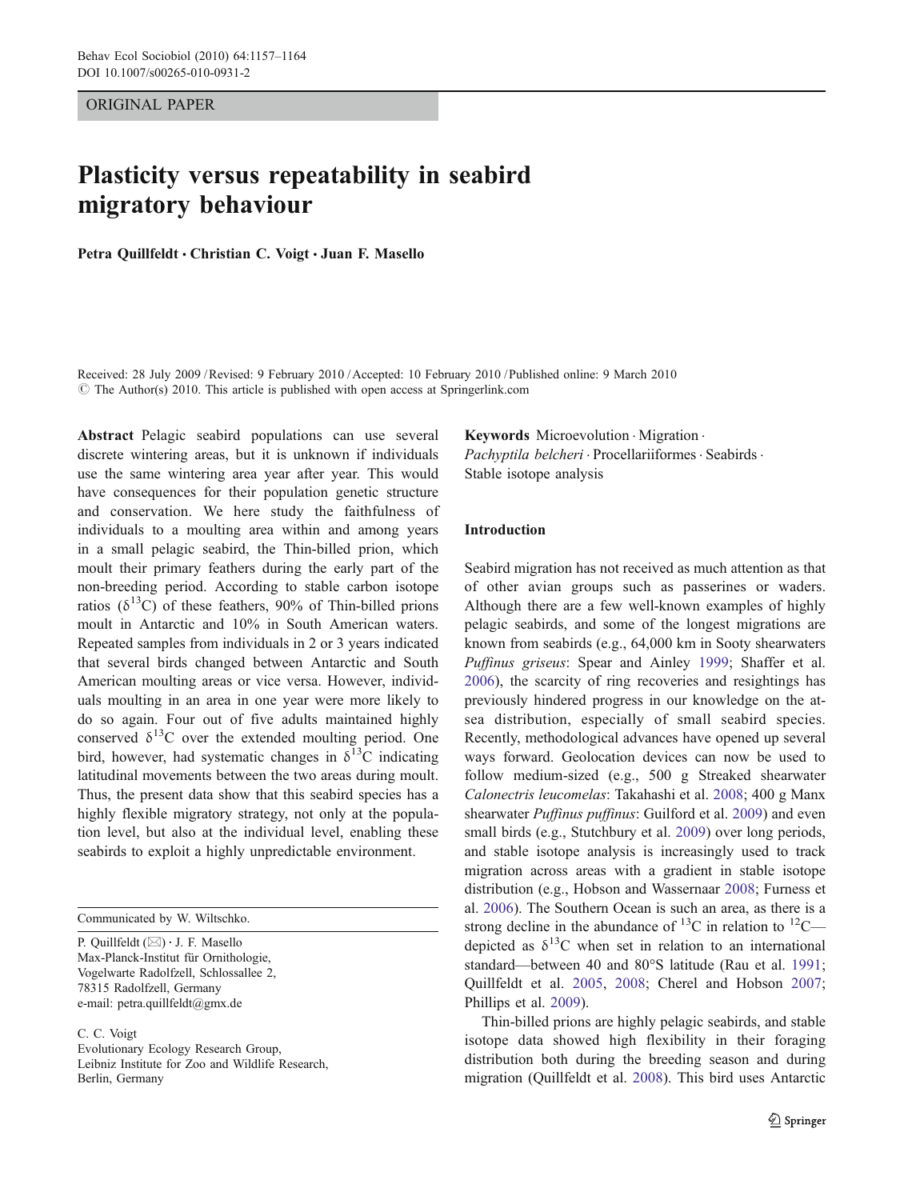ORIGINAL PAPER

# Plasticity versus repeatability in seabird migratory behaviour

**Petra Quillfeldt · Christian C. Voigt · Juan F. Masello**

Received: 28 July 2009 / Revised: 9 February 2010 / Accepted: 10 February 2010 / Published online: 9 March 2010
© The Author(s) 2010. This article is published with open access at Springerlink.com

**Abstract** Pelagic seabird populations can use several discrete wintering areas, but it is unknown if individuals use the same wintering area year after year. This would have consequences for their population genetic structure and conservation. We here study the faithfulness of individuals to a moulting area within and among years in a small pelagic seabird, the Thin-billed prion, which moult their primary feathers during the early part of the non-breeding period. According to stable carbon isotope ratios ($\delta^{13}C$) of these feathers, 90% of Thin-billed prions moult in Antarctic and 10% in South American waters. Repeated samples from individuals in 2 or 3 years indicated that several birds changed between Antarctic and South American moulting areas or vice versa. However, individuals moulting in an area in one year were more likely to do so again. Four out of five adults maintained highly conserved $\delta^{13}C$ over the extended moulting period. One bird, however, had systematic changes in $\delta^{13}C$ indicating latitudinal movements between the two areas during moult. Thus, the present data show that this seabird species has a highly flexible migratory strategy, not only at the population level, but also at the individual level, enabling these seabirds to exploit a highly unpredictable environment.

**Keywords** Microevolution · Migration · *Pachyptila belcheri* · Procellariiformes · Seabirds · Stable isotope analysis

Communicated by W. Wiltschko.

P. Quillfeldt (✉) · J. F. Masello
Max-Planck-Institut für Ornithologie,
Vogelwarte Radolfzell, Schlossallee 2,
78315 Radolfzell, Germany
e-mail: petra.quillfeldt@gmx.de

C. C. Voigt
Evolutionary Ecology Research Group,
Leibniz Institute for Zoo and Wildlife Research,
Berlin, Germany

## Introduction

Seabird migration has not received as much attention as that of other avian groups such as passerines or waders. Although there are a few well-known examples of highly pelagic seabirds, and some of the longest migrations are known from seabirds (e.g., 64,000 km in Sooty shearwaters *Puffinus griseus*: Spear and Ainley 1999; Shaffer et al. 2006), the scarcity of ring recoveries and resightings has previously hindered progress in our knowledge on the at-sea distribution, especially of small seabird species. Recently, methodological advances have opened up several ways forward. Geolocation devices can now be used to follow medium-sized (e.g., 500 g Streaked shearwater *Calonectris leucomelas*: Takahashi et al. 2008; 400 g Manx shearwater *Puffinus puffinus*: Guilford et al. 2009) and even small birds (e.g., Stutchbury et al. 2009) over long periods, and stable isotope analysis is increasingly used to track migration across areas with a gradient in stable isotope distribution (e.g., Hobson and Wassernaar 2008; Furness et al. 2006). The Southern Ocean is such an area, as there is a strong decline in the abundance of $^{13}C$ in relation to $^{12}C$—depicted as $\delta^{13}C$ when set in relation to an international standard—between 40 and 80°S latitude (Rau et al. 1991; Quillfeldt et al. 2005, 2008; Cherel and Hobson 2007; Phillips et al. 2009).

Thin-billed prions are highly pelagic seabirds, and stable isotope data showed high flexibility in their foraging distribution both during the breeding season and during migration (Quillfeldt et al. 2008). This bird uses Antarctic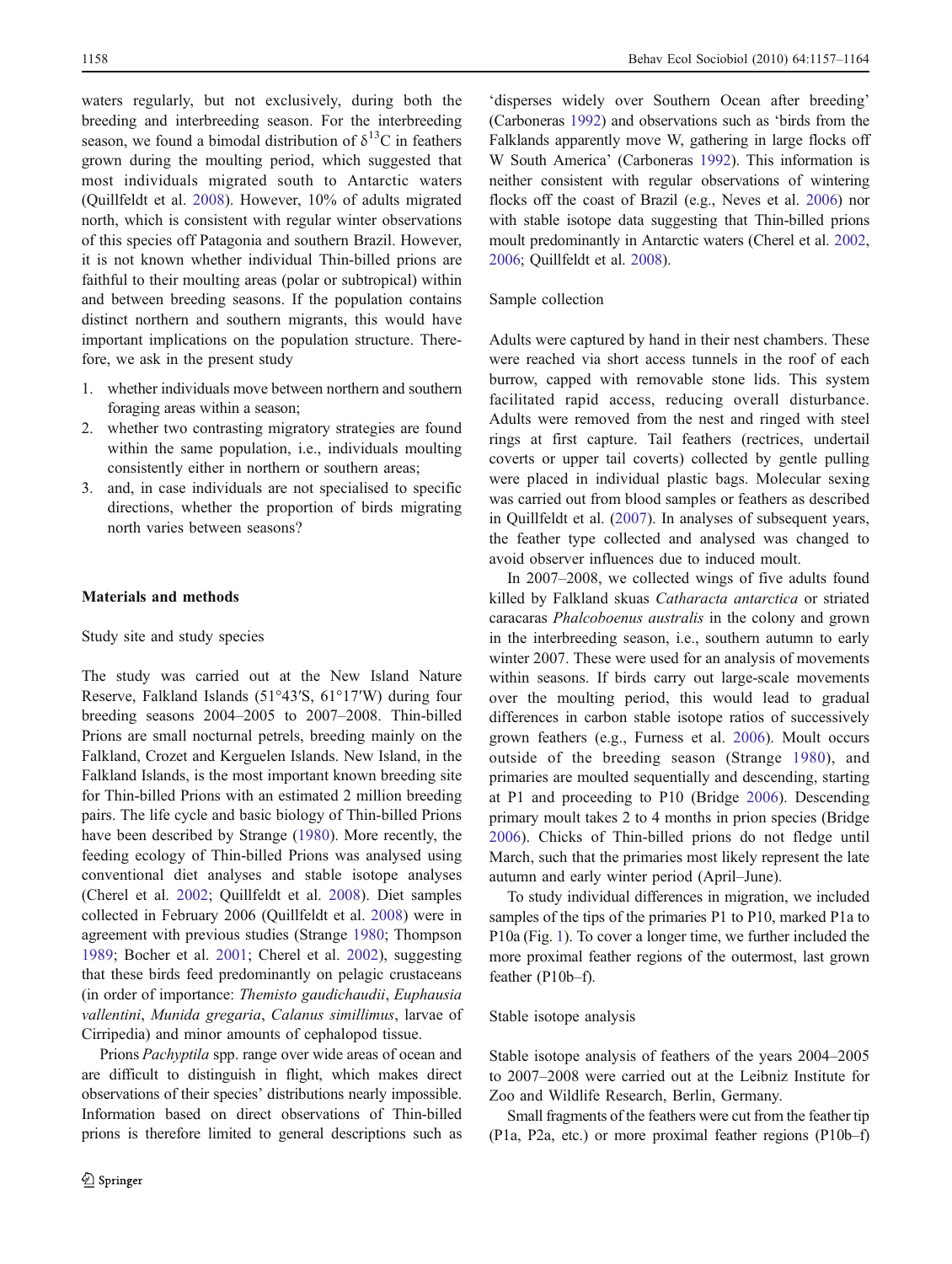waters regularly, but not exclusively, during both the breeding and interbreeding season. For the interbreeding season, we found a bimodal distribution of $\delta^{13}C$ in feathers grown during the moulting period, which suggested that most individuals migrated south to Antarctic waters (Quillfeldt et al. 2008). However, 10% of adults migrated north, which is consistent with regular winter observations of this species off Patagonia and southern Brazil. However, it is not known whether individual Thin-billed prions are faithful to their moulting areas (polar or subtropical) within and between breeding seasons. If the population contains distinct northern and southern migrants, this would have important implications on the population structure. Therefore, we ask in the present study

1. whether individuals move between northern and southern foraging areas within a season;
2. whether two contrasting migratory strategies are found within the same population, i.e., individuals moulting consistently either in northern or southern areas;
3. and, in case individuals are not specialised to specific directions, whether the proportion of birds migrating north varies between seasons?

## Materials and methods

### Study site and study species

The study was carried out at the New Island Nature Reserve, Falkland Islands (51°43′S, 61°17′W) during four breeding seasons 2004–2005 to 2007–2008. Thin-billed Prions are small nocturnal petrels, breeding mainly on the Falkland, Crozet and Kerguelen Islands. New Island, in the Falkland Islands, is the most important known breeding site for Thin-billed Prions with an estimated 2 million breeding pairs. The life cycle and basic biology of Thin-billed Prions have been described by Strange (1980). More recently, the feeding ecology of Thin-billed Prions was analysed using conventional diet analyses and stable isotope analyses (Cherel et al. 2002; Quillfeldt et al. 2008). Diet samples collected in February 2006 (Quillfeldt et al. 2008) were in agreement with previous studies (Strange 1980; Thompson 1989; Bocher et al. 2001; Cherel et al. 2002), suggesting that these birds feed predominantly on pelagic crustaceans (in order of importance: *Themisto gaudichaudii*, *Euphausia vallentini*, *Munida gregaria*, *Calanus simillimus*, larvae of Cirripedia) and minor amounts of cephalopod tissue.

Prions *Pachyptila* spp. range over wide areas of ocean and are difficult to distinguish in flight, which makes direct observations of their species' distributions nearly impossible. Information based on direct observations of Thin-billed prions is therefore limited to general descriptions such as 'disperses widely over Southern Ocean after breeding' (Carboneras 1992) and observations such as 'birds from the Falklands apparently move W, gathering in large flocks off W South America' (Carboneras 1992). This information is neither consistent with regular observations of wintering flocks off the coast of Brazil (e.g., Neves et al. 2006) nor with stable isotope data suggesting that Thin-billed prions moult predominantly in Antarctic waters (Cherel et al. 2002, 2006; Quillfeldt et al. 2008).

### Sample collection

Adults were captured by hand in their nest chambers. These were reached via short access tunnels in the roof of each burrow, capped with removable stone lids. This system facilitated rapid access, reducing overall disturbance. Adults were removed from the nest and ringed with steel rings at first capture. Tail feathers (rectrices, undertail coverts or upper tail coverts) collected by gentle pulling were placed in individual plastic bags. Molecular sexing was carried out from blood samples or feathers as described in Quillfeldt et al. (2007). In analyses of subsequent years, the feather type collected and analysed was changed to avoid observer influences due to induced moult.

In 2007–2008, we collected wings of five adults found killed by Falkland skuas *Catharacta antarctica* or striated caracaras *Phalcoboenus australis* in the colony and grown in the interbreeding season, i.e., southern autumn to early winter 2007. These were used for an analysis of movements within seasons. If birds carry out large-scale movements over the moulting period, this would lead to gradual differences in carbon stable isotope ratios of successively grown feathers (e.g., Furness et al. 2006). Moult occurs outside of the breeding season (Strange 1980), and primaries are moulted sequentially and descending, starting at P1 and proceeding to P10 (Bridge 2006). Descending primary moult takes 2 to 4 months in prion species (Bridge 2006). Chicks of Thin-billed prions do not fledge until March, such that the primaries most likely represent the late autumn and early winter period (April–June).

To study individual differences in migration, we included samples of the tips of the primaries P1 to P10, marked P1a to P10a (Fig. 1). To cover a longer time, we further included the more proximal feather regions of the outermost, last grown feather (P10b–f).

### Stable isotope analysis

Stable isotope analysis of feathers of the years 2004–2005 to 2007–2008 were carried out at the Leibniz Institute for Zoo and Wildlife Research, Berlin, Germany.

Small fragments of the feathers were cut from the feather tip (P1a, P2a, etc.) or more proximal feather regions (P10b–f)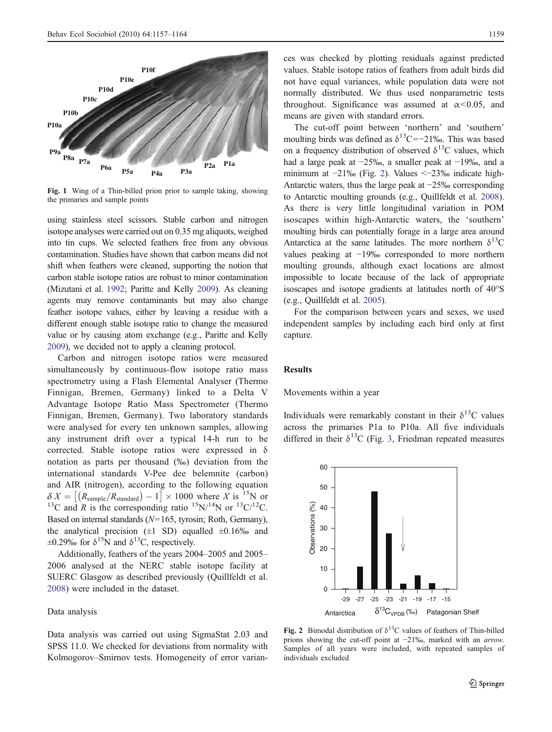Fig. 1 Wing of a Thin-billed prion prior to sample taking, showing the primaries and sample points

using stainless steel scissors. Stable carbon and nitrogen isotope analyses were carried out on 0.35 mg aliquots, weighed into tin cups. We selected feathers free from any obvious contamination. Studies have shown that carbon means did not shift when feathers were cleaned, supporting the notion that carbon stable isotope ratios are robust to minor contamination (Mizutani et al. 1992; Paritte and Kelly 2009). As cleaning agents may remove contaminants but may also change feather isotope values, either by leaving a residue with a different enough stable isotope ratio to change the measured value or by causing atom exchange (e.g., Paritte and Kelly 2009), we decided not to apply a cleaning protocol.

Carbon and nitrogen isotope ratios were measured simultaneously by continuous-flow isotope ratio mass spectrometry using a Flash Elemental Analyser (Thermo Finnigan, Bremen, Germany) linked to a Delta V Advantage Isotope Ratio Mass Spectrometer (Thermo Finnigan, Bremen, Germany). Two laboratory standards were analysed for every ten unknown samples, allowing any instrument drift over a typical 14-h run to be corrected. Stable isotope ratios were expressed in δ notation as parts per thousand (‰) deviation from the international standards V-Pee dee belemnite (carbon) and AIR (nitrogen), according to the following equation $\delta X = \left[\left(R_{\text{sample}}/R_{\text{standard}}\right) - 1\right] \times 1000$ where $X$ is $^{15}N$ or $^{13}C$ and $R$ is the corresponding ratio $^{15}N/^{14}N$ or $^{13}C/^{12}C$. Based on internal standards ($N$=165, tyrosin; Roth, Germany), the analytical precision (±1 SD) equalled ±0.16‰ and ±0.29‰ for $\delta^{15}N$ and $\delta^{13}C$, respectively.

Additionally, feathers of the years 2004–2005 and 2005–2006 analysed at the NERC stable isotope facility at SUERC Glasgow as described previously (Quillfeldt et al. 2008) were included in the dataset.

### Data analysis

Data analysis was carried out using SigmaStat 2.03 and SPSS 11.0. We checked for deviations from normality with Kolmogorov–Smirnov tests. Homogeneity of error variances was checked by plotting residuals against predicted values. Stable isotope ratios of feathers from adult birds did not have equal variances, while population data were not normally distributed. We thus used nonparametric tests throughout. Significance was assumed at $\alpha<0.05$, and means are given with standard errors.

The cut-off point between 'northern' and 'southern' moulting birds was defined as $\delta^{13}C$=−21‰. This was based on a frequency distribution of observed $\delta^{13}C$ values, which had a large peak at −25‰, a smaller peak at −19‰, and a minimum at −21‰ (Fig. 2). Values <−23‰ indicate high-Antarctic waters, thus the large peak at −25‰ corresponding to Antarctic moulting grounds (e.g., Quillfeldt et al. 2008). As there is very little longitudinal variation in POM isoscapes within high-Antarctic waters, the 'southern' moulting birds can potentially forage in a large area around Antarctica at the same latitudes. The more northern $\delta^{13}C$ values peaking at −19‰ corresponded to more northern moulting grounds, although exact locations are almost impossible to locate because of the lack of appropriate isoscapes and isotope gradients at latitudes north of 40°S (e.g., Quillfeldt et al. 2005).

For the comparison between years and sexes, we used independent samples by including each bird only at first capture.

## Results

### Movements within a year

Individuals were remarkably constant in their $\delta^{13}C$ values across the primaries P1a to P10a. All five individuals differed in their $\delta^{13}C$ (Fig. 3, Friedman repeated measures

Fig. 2 Bimodal distribution of $\delta^{13}C$ values of feathers of Thin-billed prions showing the cut-off point at −21‰, marked with an *arrow*. Samples of all years were included, with repeated samples of individuals excluded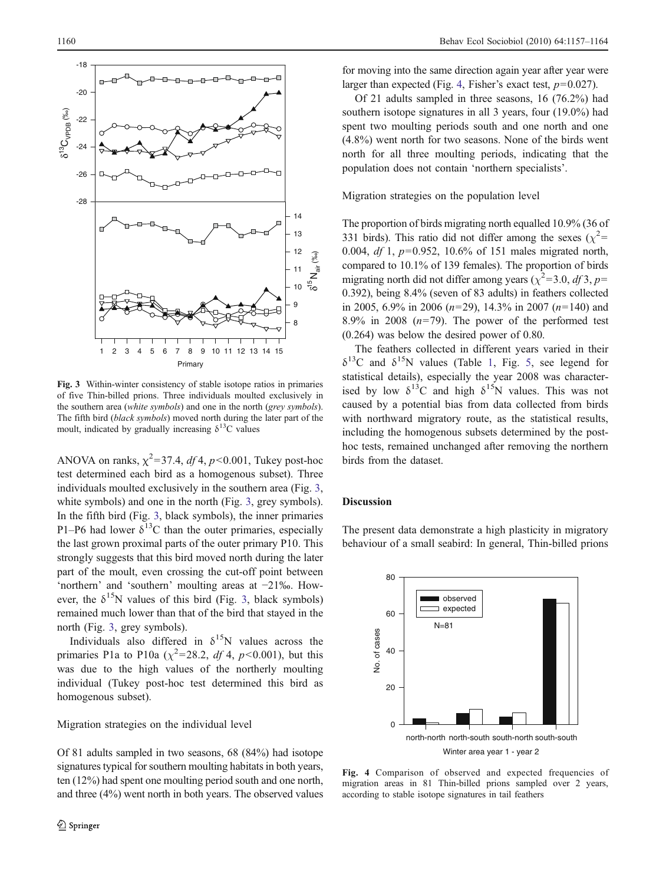Fig. 3 Within-winter consistency of stable isotope ratios in primaries of five Thin-billed prions. Three individuals moulted exclusively in the southern area (*white symbols*) and one in the north (*grey symbols*). The fifth bird (*black symbols*) moved north during the later part of the moult, indicated by gradually increasing $\delta^{13}C$ values

ANOVA on ranks, $\chi^2=37.4$, *df* 4, $p<0.001$, Tukey post-hoc test determined each bird as a homogenous subset). Three individuals moulted exclusively in the southern area (Fig. 3, white symbols) and one in the north (Fig. 3, grey symbols). In the fifth bird (Fig. 3, black symbols), the inner primaries P1–P6 had lower $\delta^{13}C$ than the outer primaries, especially the last grown proximal parts of the outer primary P10. This strongly suggests that this bird moved north during the later part of the moult, even crossing the cut-off point between 'northern' and 'southern' moulting areas at −21‰. However, the $\delta^{15}N$ values of this bird (Fig. 3, black symbols) remained much lower than that of the bird that stayed in the north (Fig. 3, grey symbols).

Individuals also differed in $\delta^{15}N$ values across the primaries P1a to P10a ($\chi^2=28.2$, *df* 4, $p<0.001$), but this was due to the high values of the northerly moulting individual (Tukey post-hoc test determined this bird as homogenous subset).

### Migration strategies on the individual level

Of 81 adults sampled in two seasons, 68 (84%) had isotope signatures typical for southern moulting habitats in both years, ten (12%) had spent one moulting period south and one north, and three (4%) went north in both years. The observed values for moving into the same direction again year after year were larger than expected (Fig. 4, Fisher's exact test, $p=0.027$).

Of 21 adults sampled in three seasons, 16 (76.2%) had southern isotope signatures in all 3 years, four (19.0%) had spent two moulting periods south and one north and one (4.8%) went north for two seasons. None of the birds went north for all three moulting periods, indicating that the population does not contain 'northern specialists'.

### Migration strategies on the population level

The proportion of birds migrating north equalled 10.9% (36 of 331 birds). This ratio did not differ among the sexes ($\chi^2=0.004$, *df* 1, $p=0.952$, 10.6% of 151 males migrated north, compared to 10.1% of 139 females). The proportion of birds migrating north did not differ among years ($\chi^2=3.0$, *df* 3, $p=0.392$), being 8.4% (seven of 83 adults) in feathers collected in 2005, 6.9% in 2006 ($n=29$), 14.3% in 2007 ($n=140$) and 8.9% in 2008 ($n=79$). The power of the performed test (0.264) was below the desired power of 0.80.

The feathers collected in different years varied in their $\delta^{13}C$ and $\delta^{15}N$ values (Table 1, Fig. 5, see legend for statistical details), especially the year 2008 was characterised by low $\delta^{13}C$ and high $\delta^{15}N$ values. This was not caused by a potential bias from data collected from birds with northward migratory route, as the statistical results, including the homogenous subsets determined by the post-hoc tests, remained unchanged after removing the northern birds from the dataset.

## Discussion

The present data demonstrate a high plasticity in migratory behaviour of a small seabird: In general, Thin-billed prions

Fig. 4 Comparison of observed and expected frequencies of migration areas in 81 Thin-billed prions sampled over 2 years, according to stable isotope signatures in tail feathers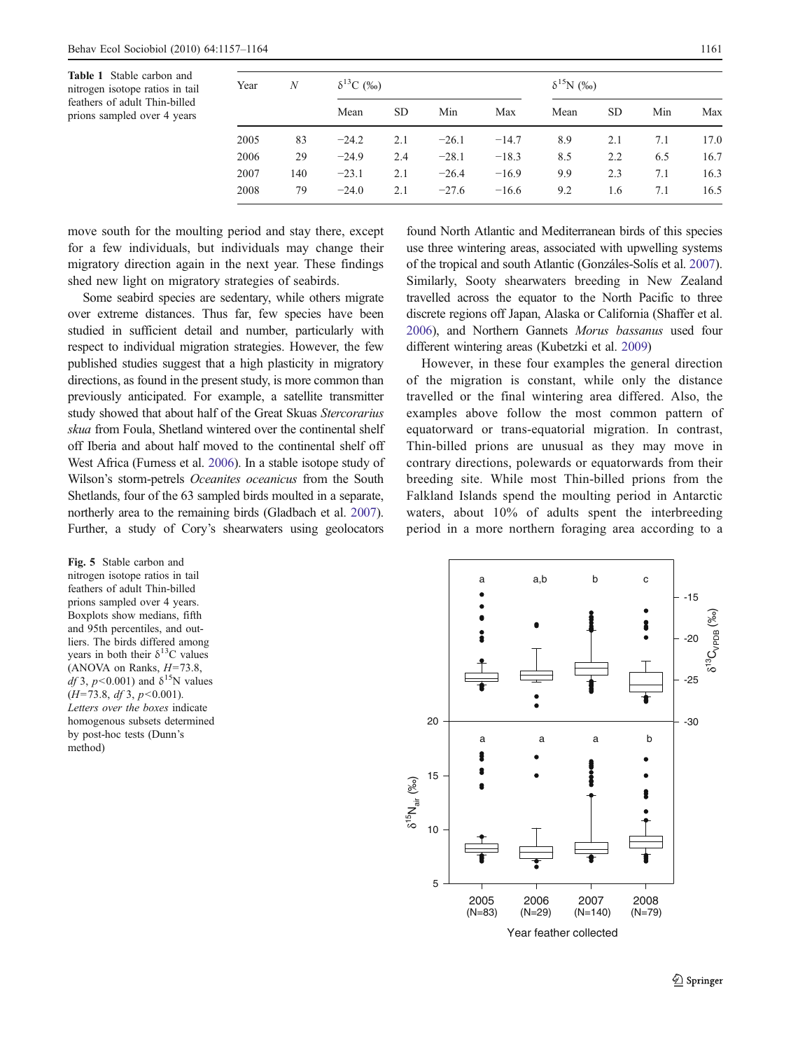**Table 1** Stable carbon and nitrogen isotope ratios in tail feathers of adult Thin-billed prions sampled over 4 years

| Year | $N$ | $\delta^{13}C$ (‰) | | | | $\delta^{15}N$ (‰) | | | |
|---|---|---|---|---|---|---|---|---|---|
| | | Mean | SD | Min | Max | Mean | SD | Min | Max |
| 2005 | 83 | −24.2 | 2.1 | −26.1 | −14.7 | 8.9 | 2.1 | 7.1 | 17.0 |
| 2006 | 29 | −24.9 | 2.4 | −28.1 | −18.3 | 8.5 | 2.2 | 6.5 | 16.7 |
| 2007 | 140 | −23.1 | 2.1 | −26.4 | −16.9 | 9.9 | 2.3 | 7.1 | 16.3 |
| 2008 | 79 | −24.0 | 2.1 | −27.6 | −16.6 | 9.2 | 1.6 | 7.1 | 16.5 |

move south for the moulting period and stay there, except for a few individuals, but individuals may change their migratory direction again in the next year. These findings shed new light on migratory strategies of seabirds.

Some seabird species are sedentary, while others migrate over extreme distances. Thus far, few species have been studied in sufficient detail and number, particularly with respect to individual migration strategies. However, the few published studies suggest that a high plasticity in migratory directions, as found in the present study, is more common than previously anticipated. For example, a satellite transmitter study showed that about half of the Great Skuas *Stercorarius skua* from Foula, Shetland wintered over the continental shelf off Iberia and about half moved to the continental shelf off West Africa (Furness et al. 2006). In a stable isotope study of Wilson's storm-petrels *Oceanites oceanicus* from the South Shetlands, four of the 63 sampled birds moulted in a separate, northerly area to the remaining birds (Gladbach et al. 2007). Further, a study of Cory's shearwaters using geolocators found North Atlantic and Mediterranean birds of this species use three wintering areas, associated with upwelling systems of the tropical and south Atlantic (Gonzáles-Solís et al. 2007). Similarly, Sooty shearwaters breeding in New Zealand travelled across the equator to the North Pacific to three discrete regions off Japan, Alaska or California (Shaffer et al. 2006), and Northern Gannets *Morus bassanus* used four different wintering areas (Kubetzki et al. 2009)

However, in these four examples the general direction of the migration is constant, while only the distance travelled or the final wintering area differed. Also, the examples above follow the most common pattern of equatorward or trans-equatorial migration. In contrast, Thin-billed prions are unusual as they may move in contrary directions, polewards or equatorwards from their breeding site. While most Thin-billed prions from the Falkland Islands spend the moulting period in Antarctic waters, about 10% of adults spent the interbreeding period in a more northern foraging area according to a

**Fig. 5** Stable carbon and nitrogen isotope ratios in tail feathers of adult Thin-billed prions sampled over 4 years. Boxplots show medians, fifth and 95th percentiles, and outliers. The birds differed among years in both their $\delta^{13}C$ values (ANOVA on Ranks, $H=73.8$, $df$ 3, $p<0.001$) and $\delta^{15}N$ values ($H=73.8$, $df$ 3, $p<0.001$). *Letters over the boxes* indicate homogenous subsets determined by post-hoc tests (Dunn's method)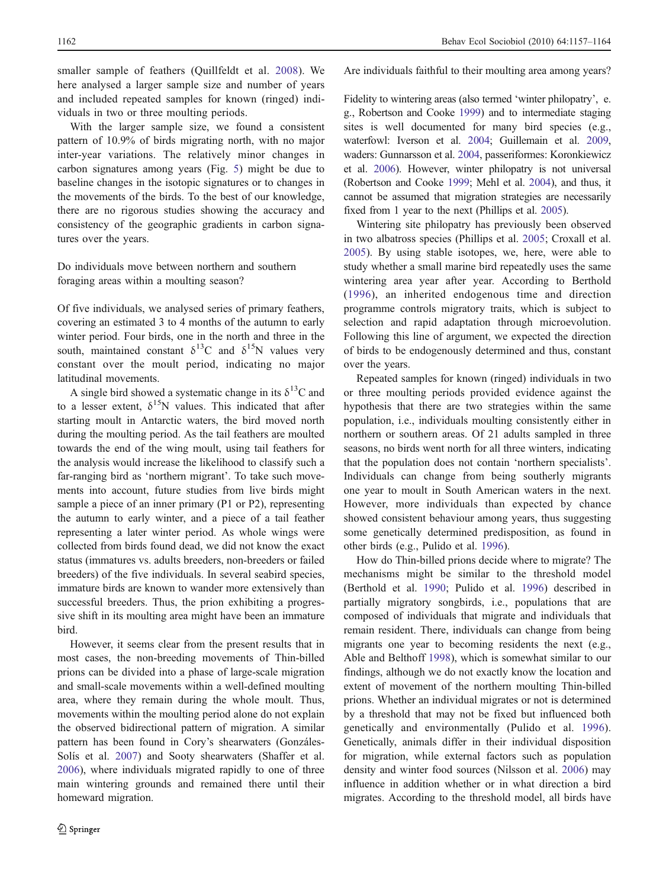smaller sample of feathers (Quillfeldt et al. 2008). We here analysed a larger sample size and number of years and included repeated samples for known (ringed) individuals in two or three moulting periods.

With the larger sample size, we found a consistent pattern of 10.9% of birds migrating north, with no major inter-year variations. The relatively minor changes in carbon signatures among years (Fig. 5) might be due to baseline changes in the isotopic signatures or to changes in the movements of the birds. To the best of our knowledge, there are no rigorous studies showing the accuracy and consistency of the geographic gradients in carbon signatures over the years.

### Do individuals move between northern and southern foraging areas within a moulting season?

Of five individuals, we analysed series of primary feathers, covering an estimated 3 to 4 months of the autumn to early winter period. Four birds, one in the north and three in the south, maintained constant $\delta^{13}C$ and $\delta^{15}N$ values very constant over the moult period, indicating no major latitudinal movements.

A single bird showed a systematic change in its $\delta^{13}C$ and to a lesser extent, $\delta^{15}N$ values. This indicated that after starting moult in Antarctic waters, the bird moved north during the moulting period. As the tail feathers are moulted towards the end of the wing moult, using tail feathers for the analysis would increase the likelihood to classify such a far-ranging bird as 'northern migrant'. To take such movements into account, future studies from live birds might sample a piece of an inner primary (P1 or P2), representing the autumn to early winter, and a piece of a tail feather representing a later winter period. As whole wings were collected from birds found dead, we did not know the exact status (immatures vs. adults breeders, non-breeders or failed breeders) of the five individuals. In several seabird species, immature birds are known to wander more extensively than successful breeders. Thus, the prion exhibiting a progressive shift in its moulting area might have been an immature bird.

However, it seems clear from the present results that in most cases, the non-breeding movements of Thin-billed prions can be divided into a phase of large-scale migration and small-scale movements within a well-defined moulting area, where they remain during the whole moult. Thus, movements within the moulting period alone do not explain the observed bidirectional pattern of migration. A similar pattern has been found in Cory's shearwaters (Gonzáles-Solís et al. 2007) and Sooty shearwaters (Shaffer et al. 2006), where individuals migrated rapidly to one of three main wintering grounds and remained there until their homeward migration.

### Are individuals faithful to their moulting area among years?

Fidelity to wintering areas (also termed 'winter philopatry', e.g., Robertson and Cooke 1999) and to intermediate staging sites is well documented for many bird species (e.g., waterfowl: Iverson et al. 2004; Guillemain et al. 2009, waders: Gunnarsson et al. 2004, passeriformes: Koronkiewicz et al. 2006). However, winter philopatry is not universal (Robertson and Cooke 1999; Mehl et al. 2004), and thus, it cannot be assumed that migration strategies are necessarily fixed from 1 year to the next (Phillips et al. 2005).

Wintering site philopatry has previously been observed in two albatross species (Phillips et al. 2005; Croxall et al. 2005). By using stable isotopes, we, here, were able to study whether a small marine bird repeatedly uses the same wintering area year after year. According to Berthold (1996), an inherited endogenous time and direction programme controls migratory traits, which is subject to selection and rapid adaptation through microevolution. Following this line of argument, we expected the direction of birds to be endogenously determined and thus, constant over the years.

Repeated samples for known (ringed) individuals in two or three moulting periods provided evidence against the hypothesis that there are two strategies within the same population, i.e., individuals moulting consistently either in northern or southern areas. Of 21 adults sampled in three seasons, no birds went north for all three winters, indicating that the population does not contain 'northern specialists'. Individuals can change from being southerly migrants one year to moult in South American waters in the next. However, more individuals than expected by chance showed consistent behaviour among years, thus suggesting some genetically determined predisposition, as found in other birds (e.g., Pulido et al. 1996).

How do Thin-billed prions decide where to migrate? The mechanisms might be similar to the threshold model (Berthold et al. 1990; Pulido et al. 1996) described in partially migratory songbirds, i.e., populations that are composed of individuals that migrate and individuals that remain resident. There, individuals can change from being migrants one year to becoming residents the next (e.g., Able and Belthoff 1998), which is somewhat similar to our findings, although we do not exactly know the location and extent of movement of the northern moulting Thin-billed prions. Whether an individual migrates or not is determined by a threshold that may not be fixed but influenced both genetically and environmentally (Pulido et al. 1996). Genetically, animals differ in their individual disposition for migration, while external factors such as population density and winter food sources (Nilsson et al. 2006) may influence in addition whether or in what direction a bird migrates. According to the threshold model, all birds have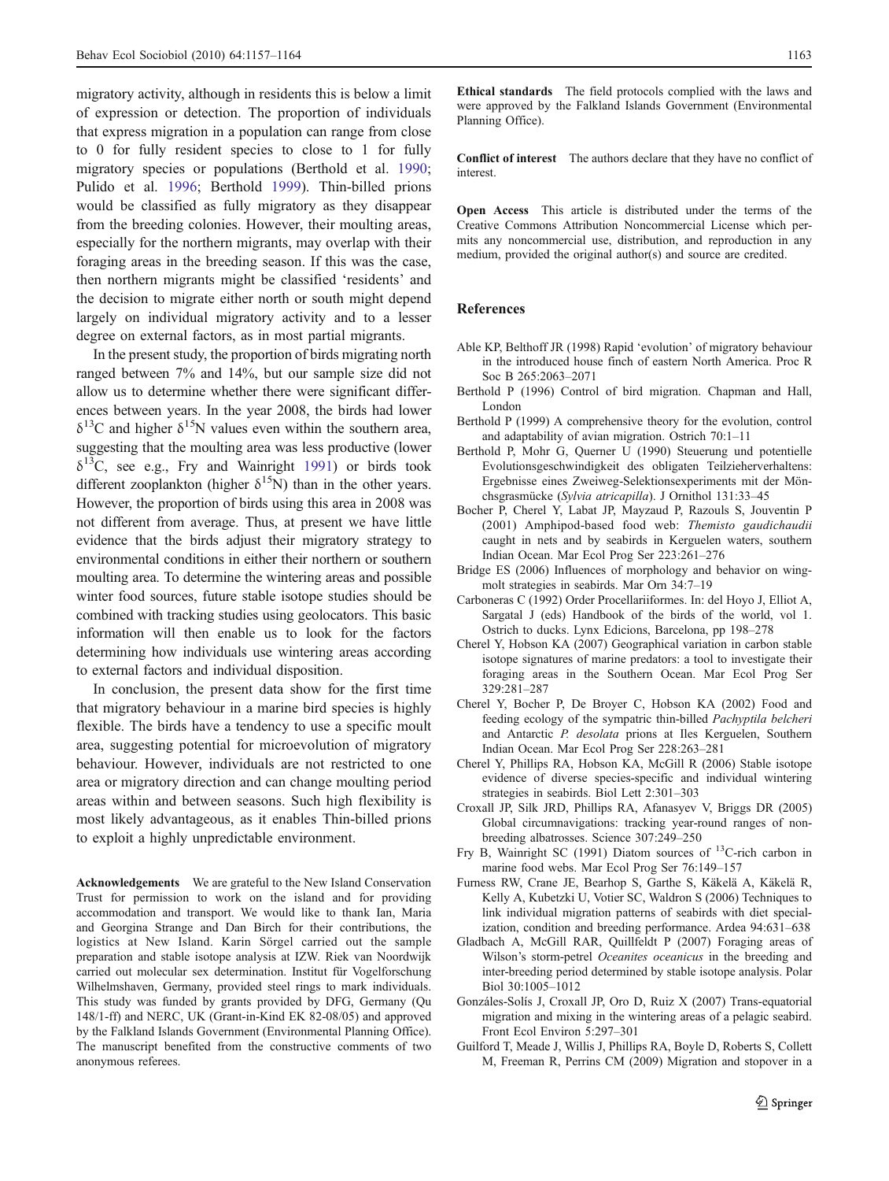migratory activity, although in residents this is below a limit of expression or detection. The proportion of individuals that express migration in a population can range from close to 0 for fully resident species to close to 1 for fully migratory species or populations (Berthold et al. 1990; Pulido et al. 1996; Berthold 1999). Thin-billed prions would be classified as fully migratory as they disappear from the breeding colonies. However, their moulting areas, especially for the northern migrants, may overlap with their foraging areas in the breeding season. If this was the case, then northern migrants might be classified 'residents' and the decision to migrate either north or south might depend largely on individual migratory activity and to a lesser degree on external factors, as in most partial migrants.

In the present study, the proportion of birds migrating north ranged between 7% and 14%, but our sample size did not allow us to determine whether there were significant differences between years. In the year 2008, the birds had lower $\delta^{13}C$ and higher $\delta^{15}N$ values even within the southern area, suggesting that the moulting area was less productive (lower $\delta^{13}C$, see e.g., Fry and Wainright 1991) or birds took different zooplankton (higher $\delta^{15}N$) than in the other years. However, the proportion of birds using this area in 2008 was not different from average. Thus, at present we have little evidence that the birds adjust their migratory strategy to environmental conditions in either their northern or southern moulting area. To determine the wintering areas and possible winter food sources, future stable isotope studies should be combined with tracking studies using geolocators. This basic information will then enable us to look for the factors determining how individuals use wintering areas according to external factors and individual disposition.

In conclusion, the present data show for the first time that migratory behaviour in a marine bird species is highly flexible. The birds have a tendency to use a specific moult area, suggesting potential for microevolution of migratory behaviour. However, individuals are not restricted to one area or migratory direction and can change moulting period areas within and between seasons. Such high flexibility is most likely advantageous, as it enables Thin-billed prions to exploit a highly unpredictable environment.

**Acknowledgements** We are grateful to the New Island Conservation Trust for permission to work on the island and for providing accommodation and transport. We would like to thank Ian, Maria and Georgina Strange and Dan Birch for their contributions, the logistics at New Island. Karin Sörgel carried out the sample preparation and stable isotope analysis at IZW. Riek van Noordwijk carried out molecular sex determination. Institut für Vogelforschung Wilhelmshaven, Germany, provided steel rings to mark individuals. This study was funded by grants provided by DFG, Germany (Qu 148/1-ff) and NERC, UK (Grant-in-Kind EK 82-08/05) and approved by the Falkland Islands Government (Environmental Planning Office). The manuscript benefited from the constructive comments of two anonymous referees.

**Ethical standards** The field protocols complied with the laws and were approved by the Falkland Islands Government (Environmental Planning Office).

**Conflict of interest** The authors declare that they have no conflict of interest.

**Open Access** This article is distributed under the terms of the Creative Commons Attribution Noncommercial License which permits any noncommercial use, distribution, and reproduction in any medium, provided the original author(s) and source are credited.

## References

Able KP, Belthoff JR (1998) Rapid 'evolution' of migratory behaviour in the introduced house finch of eastern North America. Proc R Soc B 265:2063–2071

Berthold P (1996) Control of bird migration. Chapman and Hall, London

Berthold P (1999) A comprehensive theory for the evolution, control and adaptability of avian migration. Ostrich 70:1–11

Berthold P, Mohr G, Querner U (1990) Steuerung und potentielle Evolutionsgeschwindigkeit des obligaten Teilzieherverhaltens: Ergebnisse eines Zweiweg-Selektionsexperiments mit der Mönchsgrasmücke (*Sylvia atricapilla*). J Ornithol 131:33–45

Bocher P, Cherel Y, Labat JP, Mayzaud P, Razouls S, Jouventin P (2001) Amphipod-based food web: *Themisto gaudichaudii* caught in nets and by seabirds in Kerguelen waters, southern Indian Ocean. Mar Ecol Prog Ser 223:261–276

Bridge ES (2006) Influences of morphology and behavior on wing-molt strategies in seabirds. Mar Orn 34:7–19

Carboneras C (1992) Order Procellariiformes. In: del Hoyo J, Elliot A, Sargatal J (eds) Handbook of the birds of the world, vol 1. Ostrich to ducks. Lynx Edicions, Barcelona, pp 198–278

Cherel Y, Hobson KA (2007) Geographical variation in carbon stable isotope signatures of marine predators: a tool to investigate their foraging areas in the Southern Ocean. Mar Ecol Prog Ser 329:281–287

Cherel Y, Bocher P, De Broyer C, Hobson KA (2002) Food and feeding ecology of the sympatric thin-billed *Pachyptila belcheri* and Antarctic *P. desolata* prions at Iles Kerguelen, Southern Indian Ocean. Mar Ecol Prog Ser 228:263–281

Cherel Y, Phillips RA, Hobson KA, McGill R (2006) Stable isotope evidence of diverse species-specific and individual wintering strategies in seabirds. Biol Lett 2:301–303

Croxall JP, Silk JRD, Phillips RA, Afanasyev V, Briggs DR (2005) Global circumnavigations: tracking year-round ranges of non-breeding albatrosses. Science 307:249–250

Fry B, Wainright SC (1991) Diatom sources of $^{13}C$-rich carbon in marine food webs. Mar Ecol Prog Ser 76:149–157

Furness RW, Crane JE, Bearhop S, Garthe S, Käkelä A, Käkelä R, Kelly A, Kubetzki U, Votier SC, Waldron S (2006) Techniques to link individual migration patterns of seabirds with diet specialization, condition and breeding performance. Ardea 94:631–638

Gladbach A, McGill RAR, Quillfeldt P (2007) Foraging areas of Wilson's storm-petrel *Oceanites oceanicus* in the breeding and inter-breeding period determined by stable isotope analysis. Polar Biol 30:1005–1012

Gonzáles-Solís J, Croxall JP, Oro D, Ruiz X (2007) Trans-equatorial migration and mixing in the wintering areas of a pelagic seabird. Front Ecol Environ 5:297–301

Guilford T, Meade J, Willis J, Phillips RA, Boyle D, Roberts S, Collett M, Freeman R, Perrins CM (2009) Migration and stopover in a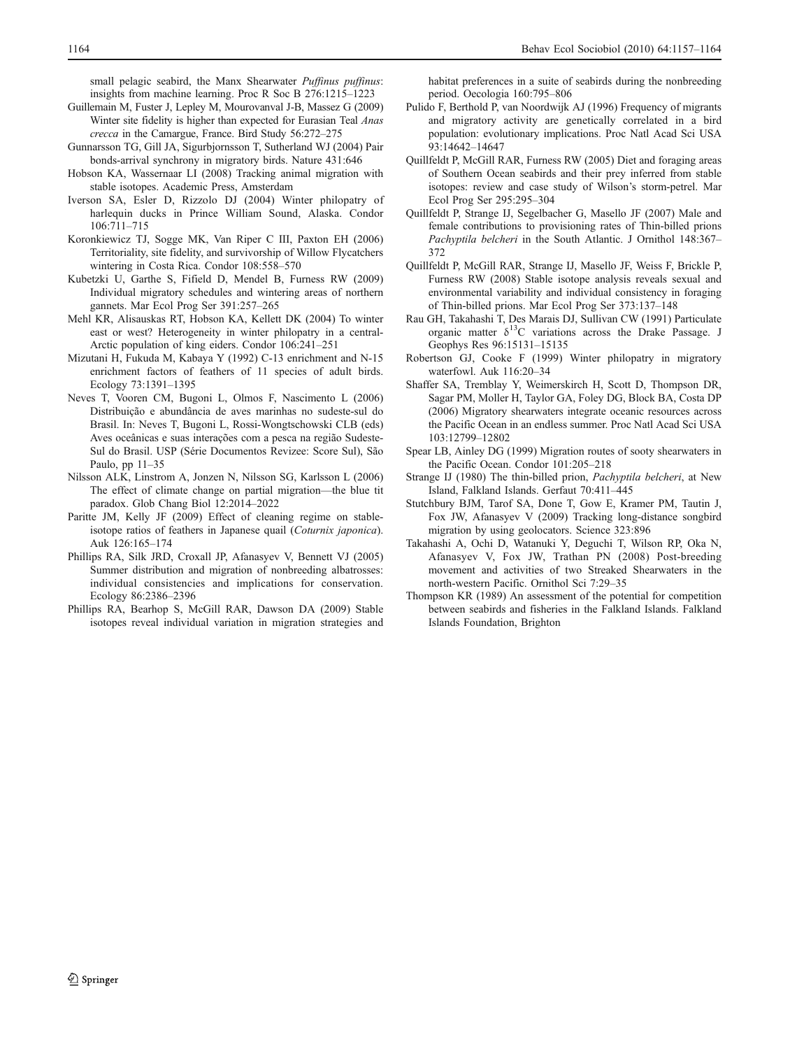small pelagic seabird, the Manx Shearwater *Puffinus puffinus*: insights from machine learning. Proc R Soc B 276:1215–1223

Guillemain M, Fuster J, Lepley M, Mourovanval J-B, Massez G (2009) Winter site fidelity is higher than expected for Eurasian Teal *Anas crecca* in the Camargue, France. Bird Study 56:272–275

Gunnarsson TG, Gill JA, Sigurbjornsson T, Sutherland WJ (2004) Pair bonds-arrival synchrony in migratory birds. Nature 431:646

Hobson KA, Wassernaar LI (2008) Tracking animal migration with stable isotopes. Academic Press, Amsterdam

Iverson SA, Esler D, Rizzolo DJ (2004) Winter philopatry of harlequin ducks in Prince William Sound, Alaska. Condor 106:711–715

Koronkiewicz TJ, Sogge MK, Van Riper C III, Paxton EH (2006) Territoriality, site fidelity, and survivorship of Willow Flycatchers wintering in Costa Rica. Condor 108:558–570

Kubetzki U, Garthe S, Fifield D, Mendel B, Furness RW (2009) Individual migratory schedules and wintering areas of northern gannets. Mar Ecol Prog Ser 391:257–265

Mehl KR, Alisauskas RT, Hobson KA, Kellett DK (2004) To winter east or west? Heterogeneity in winter philopatry in a central-Arctic population of king eiders. Condor 106:241–251

Mizutani H, Fukuda M, Kabaya Y (1992) C-13 enrichment and N-15 enrichment factors of feathers of 11 species of adult birds. Ecology 73:1391–1395

Neves T, Vooren CM, Bugoni L, Olmos F, Nascimento L (2006) Distribuição e abundância de aves marinhas no sudeste-sul do Brasil. In: Neves T, Bugoni L, Rossi-Wongtschowski CLB (eds) Aves oceânicas e suas interações com a pesca na região Sudeste-Sul do Brasil. USP (Série Documentos Revizee: Score Sul), São Paulo, pp 11–35

Nilsson ALK, Linstrom A, Jonzen N, Nilsson SG, Karlsson L (2006) The effect of climate change on partial migration—the blue tit paradox. Glob Chang Biol 12:2014–2022

Paritte JM, Kelly JF (2009) Effect of cleaning regime on stable-isotope ratios of feathers in Japanese quail (*Coturnix japonica*). Auk 126:165–174

Phillips RA, Silk JRD, Croxall JP, Afanasyev V, Bennett VJ (2005) Summer distribution and migration of nonbreeding albatrosses: individual consistencies and implications for conservation. Ecology 86:2386–2396

Phillips RA, Bearhop S, McGill RAR, Dawson DA (2009) Stable isotopes reveal individual variation in migration strategies and habitat preferences in a suite of seabirds during the nonbreeding period. Oecologia 160:795–806

Pulido F, Berthold P, van Noordwijk AJ (1996) Frequency of migrants and migratory activity are genetically correlated in a bird population: evolutionary implications. Proc Natl Acad Sci USA 93:14642–14647

Quillfeldt P, McGill RAR, Furness RW (2005) Diet and foraging areas of Southern Ocean seabirds and their prey inferred from stable isotopes: review and case study of Wilson's storm-petrel. Mar Ecol Prog Ser 295:295–304

Quillfeldt P, Strange IJ, Segelbacher G, Masello JF (2007) Male and female contributions to provisioning rates of Thin-billed prions *Pachyptila belcheri* in the South Atlantic. J Ornithol 148:367–372

Quillfeldt P, McGill RAR, Strange IJ, Masello JF, Weiss F, Brickle P, Furness RW (2008) Stable isotope analysis reveals sexual and environmental variability and individual consistency in foraging of Thin-billed prions. Mar Ecol Prog Ser 373:137–148

Rau GH, Takahashi T, Des Marais DJ, Sullivan CW (1991) Particulate organic matter $\delta^{13}$C variations across the Drake Passage. J Geophys Res 96:15131–15135

Robertson GJ, Cooke F (1999) Winter philopatry in migratory waterfowl. Auk 116:20–34

Shaffer SA, Tremblay Y, Weimerskirch H, Scott D, Thompson DR, Sagar PM, Moller H, Taylor GA, Foley DG, Block BA, Costa DP (2006) Migratory shearwaters integrate oceanic resources across the Pacific Ocean in an endless summer. Proc Natl Acad Sci USA 103:12799–12802

Spear LB, Ainley DG (1999) Migration routes of sooty shearwaters in the Pacific Ocean. Condor 101:205–218

Strange IJ (1980) The thin-billed prion, *Pachyptila belcheri*, at New Island, Falkland Islands. Gerfaut 70:411–445

Stutchbury BJM, Tarof SA, Done T, Gow E, Kramer PM, Tautin J, Fox JW, Afanasyev V (2009) Tracking long-distance songbird migration by using geolocators. Science 323:896

Takahashi A, Ochi D, Watanuki Y, Deguchi T, Wilson RP, Oka N, Afanasyev V, Fox JW, Trathan PN (2008) Post-breeding movement and activities of two Streaked Shearwaters in the north-western Pacific. Ornithol Sci 7:29–35

Thompson KR (1989) An assessment of the potential for competition between seabirds and fisheries in the Falkland Islands. Falkland Islands Foundation, Brighton